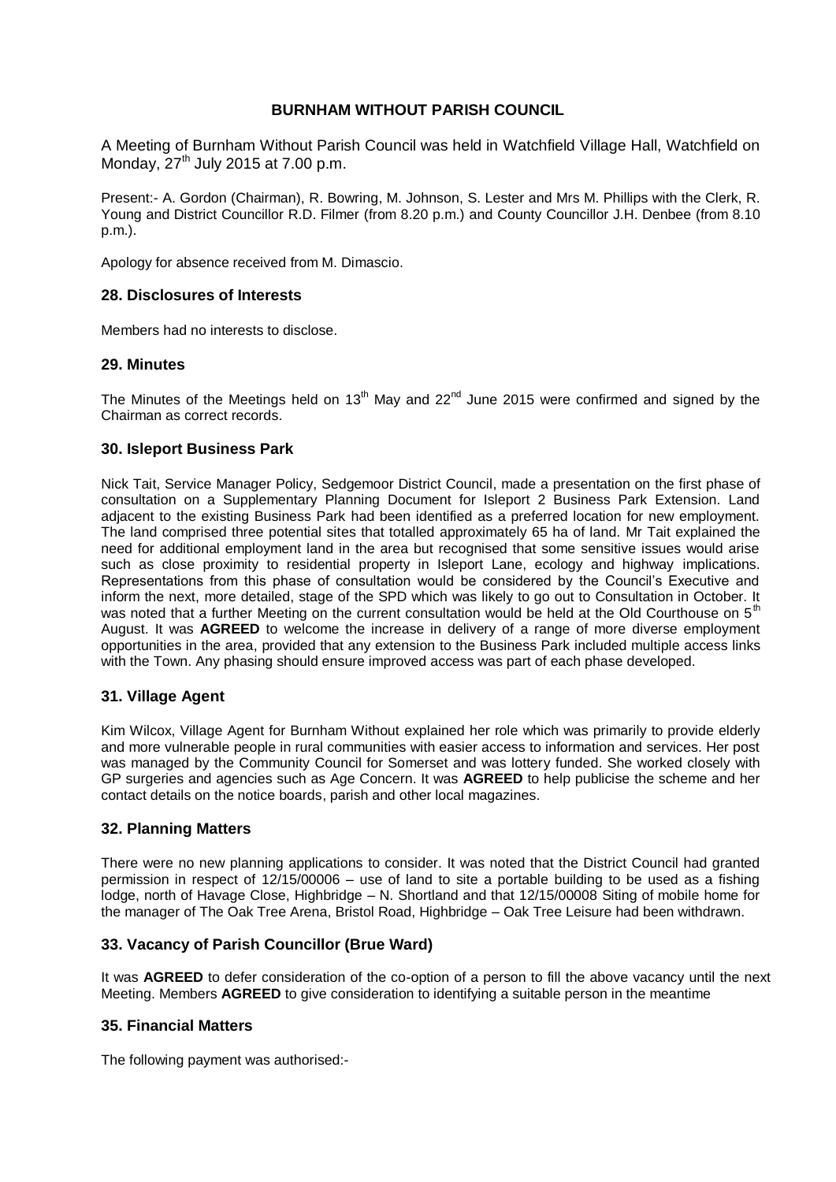# BURNHAM WITHOUT PARISH COUNCIL

A Meeting of Burnham Without Parish Council was held in Watchfield Village Hall, Watchfield on Monday, 27th July 2015 at 7.00 p.m.

Present:- A. Gordon (Chairman), R. Bowring, M. Johnson, S. Lester and Mrs M. Phillips with the Clerk, R. Young and District Councillor R.D. Filmer (from 8.20 p.m.) and County Councillor J.H. Denbee (from 8.10 p.m.).

Apology for absence received from M. Dimascio.

## 28. Disclosures of Interests

Members had no interests to disclose.

## 29. Minutes

The Minutes of the Meetings held on 13th May and 22nd June 2015 were confirmed and signed by the Chairman as correct records.

## 30. Isleport Business Park

Nick Tait, Service Manager Policy, Sedgemoor District Council, made a presentation on the first phase of consultation on a Supplementary Planning Document for Isleport 2 Business Park Extension. Land adjacent to the existing Business Park had been identified as a preferred location for new employment. The land comprised three potential sites that totalled approximately 65 ha of land. Mr Tait explained the need for additional employment land in the area but recognised that some sensitive issues would arise such as close proximity to residential property in Isleport Lane, ecology and highway implications. Representations from this phase of consultation would be considered by the Council's Executive and inform the next, more detailed, stage of the SPD which was likely to go out to Consultation in October. It was noted that a further Meeting on the current consultation would be held at the Old Courthouse on 5th August. It was **AGREED** to welcome the increase in delivery of a range of more diverse employment opportunities in the area, provided that any extension to the Business Park included multiple access links with the Town. Any phasing should ensure improved access was part of each phase developed.

## 31. Village Agent

Kim Wilcox, Village Agent for Burnham Without explained her role which was primarily to provide elderly and more vulnerable people in rural communities with easier access to information and services. Her post was managed by the Community Council for Somerset and was lottery funded. She worked closely with GP surgeries and agencies such as Age Concern. It was **AGREED** to help publicise the scheme and her contact details on the notice boards, parish and other local magazines.

## 32. Planning Matters

There were no new planning applications to consider. It was noted that the District Council had granted permission in respect of 12/15/00006 – use of land to site a portable building to be used as a fishing lodge, north of Havage Close, Highbridge – N. Shortland and that 12/15/00008 Siting of mobile home for the manager of The Oak Tree Arena, Bristol Road, Highbridge – Oak Tree Leisure had been withdrawn.

## 33. Vacancy of Parish Councillor (Brue Ward)

It was **AGREED** to defer consideration of the co-option of a person to fill the above vacancy until the next Meeting. Members **AGREED** to give consideration to identifying a suitable person in the meantime

## 35. Financial Matters

The following payment was authorised:-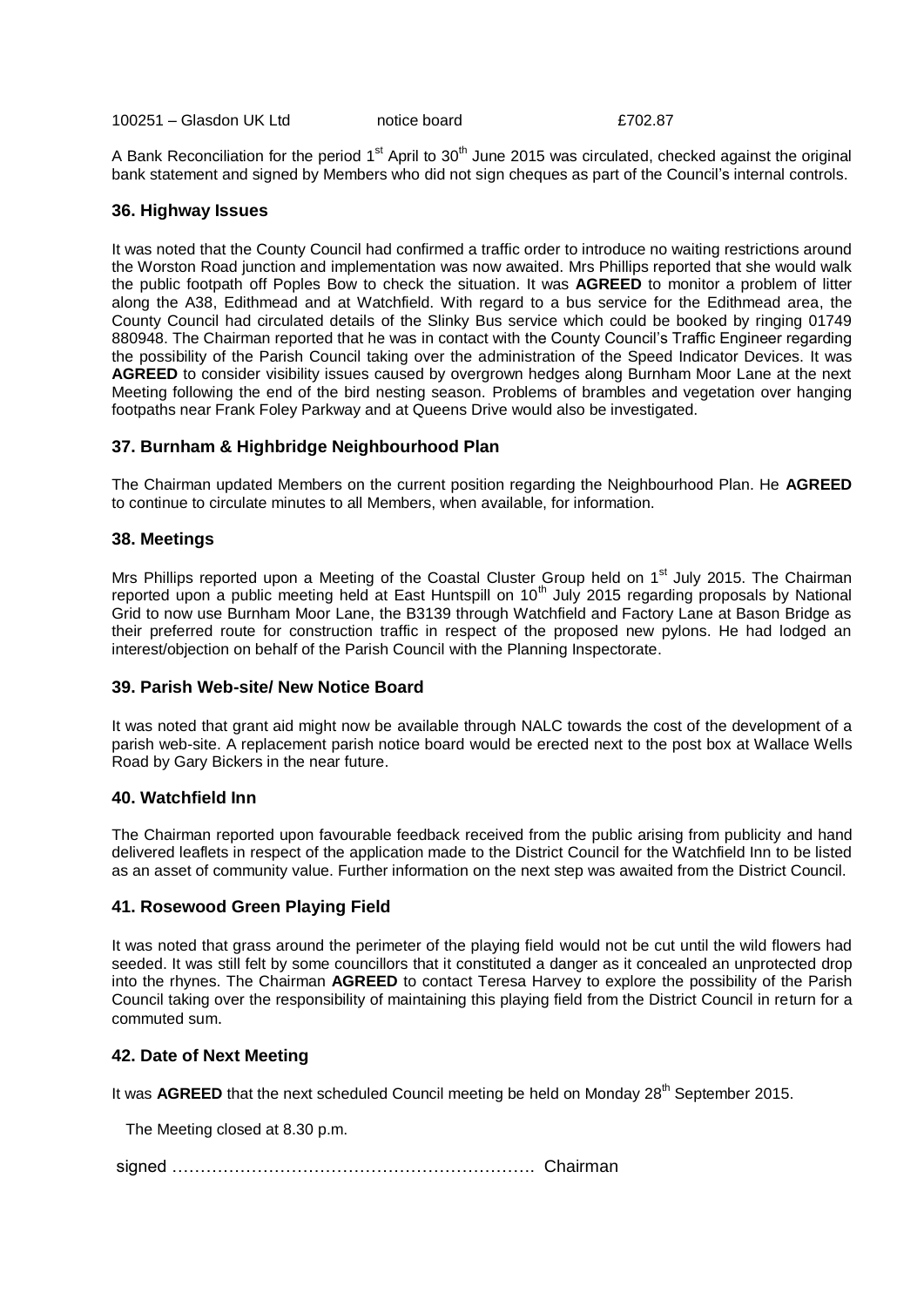| | | |
|---|---|---|
| 100251 – Glasdon UK Ltd | notice board | £702.87 |

A Bank Reconciliation for the period 1st April to 30th June 2015 was circulated, checked against the original bank statement and signed by Members who did not sign cheques as part of the Council's internal controls.

### 36. Highway Issues

It was noted that the County Council had confirmed a traffic order to introduce no waiting restrictions around the Worston Road junction and implementation was now awaited. Mrs Phillips reported that she would walk the public footpath off Poples Bow to check the situation. It was **AGREED** to monitor a problem of litter along the A38, Edithmead and at Watchfield. With regard to a bus service for the Edithmead area, the County Council had circulated details of the Slinky Bus service which could be booked by ringing 01749 880948. The Chairman reported that he was in contact with the County Council's Traffic Engineer regarding the possibility of the Parish Council taking over the administration of the Speed Indicator Devices. It was **AGREED** to consider visibility issues caused by overgrown hedges along Burnham Moor Lane at the next Meeting following the end of the bird nesting season. Problems of brambles and vegetation over hanging footpaths near Frank Foley Parkway and at Queens Drive would also be investigated.

### 37. Burnham & Highbridge Neighbourhood Plan

The Chairman updated Members on the current position regarding the Neighbourhood Plan. He **AGREED** to continue to circulate minutes to all Members, when available, for information.

### 38. Meetings

Mrs Phillips reported upon a Meeting of the Coastal Cluster Group held on 1st July 2015. The Chairman reported upon a public meeting held at East Huntspill on 10th July 2015 regarding proposals by National Grid to now use Burnham Moor Lane, the B3139 through Watchfield and Factory Lane at Bason Bridge as their preferred route for construction traffic in respect of the proposed new pylons. He had lodged an interest/objection on behalf of the Parish Council with the Planning Inspectorate.

### 39. Parish Web-site/ New Notice Board

It was noted that grant aid might now be available through NALC towards the cost of the development of a parish web-site. A replacement parish notice board would be erected next to the post box at Wallace Wells Road by Gary Bickers in the near future.

### 40. Watchfield Inn

The Chairman reported upon favourable feedback received from the public arising from publicity and hand delivered leaflets in respect of the application made to the District Council for the Watchfield Inn to be listed as an asset of community value. Further information on the next step was awaited from the District Council.

### 41. Rosewood Green Playing Field

It was noted that grass around the perimeter of the playing field would not be cut until the wild flowers had seeded. It was still felt by some councillors that it constituted a danger as it concealed an unprotected drop into the rhynes. The Chairman **AGREED** to contact Teresa Harvey to explore the possibility of the Parish Council taking over the responsibility of maintaining this playing field from the District Council in return for a commuted sum.

### 42. Date of Next Meeting

It was **AGREED** that the next scheduled Council meeting be held on Monday 28th September 2015.

The Meeting closed at 8.30 p.m.

signed ………………………………………………………. Chairman